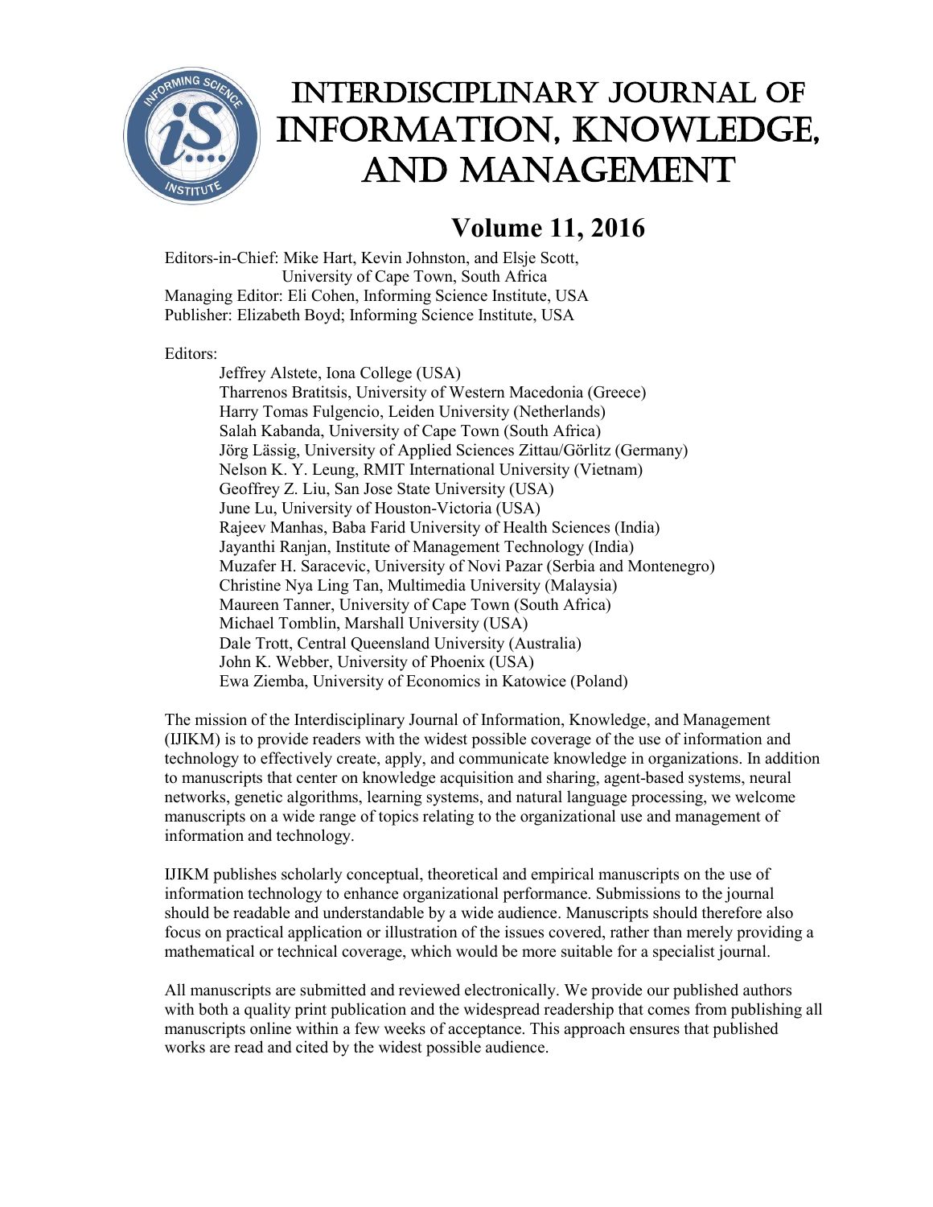# Interdisciplinary Journal of Information, Knowledge, and Management

## Volume 11, 2016

Editors-in-Chief: Mike Hart, Kevin Johnston, and Elsje Scott,
University of Cape Town, South Africa
Managing Editor: Eli Cohen, Informing Science Institute, USA
Publisher: Elizabeth Boyd; Informing Science Institute, USA

Editors:

Jeffrey Alstete, Iona College (USA)
Tharrenos Bratitsis, University of Western Macedonia (Greece)
Harry Tomas Fulgencio, Leiden University (Netherlands)
Salah Kabanda, University of Cape Town (South Africa)
Jörg Lässig, University of Applied Sciences Zittau/Görlitz (Germany)
Nelson K. Y. Leung, RMIT International University (Vietnam)
Geoffrey Z. Liu, San Jose State University (USA)
June Lu, University of Houston-Victoria (USA)
Rajeev Manhas, Baba Farid University of Health Sciences (India)
Jayanthi Ranjan, Institute of Management Technology (India)
Muzafer H. Saracevic, University of Novi Pazar (Serbia and Montenegro)
Christine Nya Ling Tan, Multimedia University (Malaysia)
Maureen Tanner, University of Cape Town (South Africa)
Michael Tomblin, Marshall University (USA)
Dale Trott, Central Queensland University (Australia)
John K. Webber, University of Phoenix (USA)
Ewa Ziemba, University of Economics in Katowice (Poland)

The mission of the Interdisciplinary Journal of Information, Knowledge, and Management (IJIKM) is to provide readers with the widest possible coverage of the use of information and technology to effectively create, apply, and communicate knowledge in organizations. In addition to manuscripts that center on knowledge acquisition and sharing, agent-based systems, neural networks, genetic algorithms, learning systems, and natural language processing, we welcome manuscripts on a wide range of topics relating to the organizational use and management of information and technology.

IJIKM publishes scholarly conceptual, theoretical and empirical manuscripts on the use of information technology to enhance organizational performance. Submissions to the journal should be readable and understandable by a wide audience. Manuscripts should therefore also focus on practical application or illustration of the issues covered, rather than merely providing a mathematical or technical coverage, which would be more suitable for a specialist journal.

All manuscripts are submitted and reviewed electronically. We provide our published authors with both a quality print publication and the widespread readership that comes from publishing all manuscripts online within a few weeks of acceptance. This approach ensures that published works are read and cited by the widest possible audience.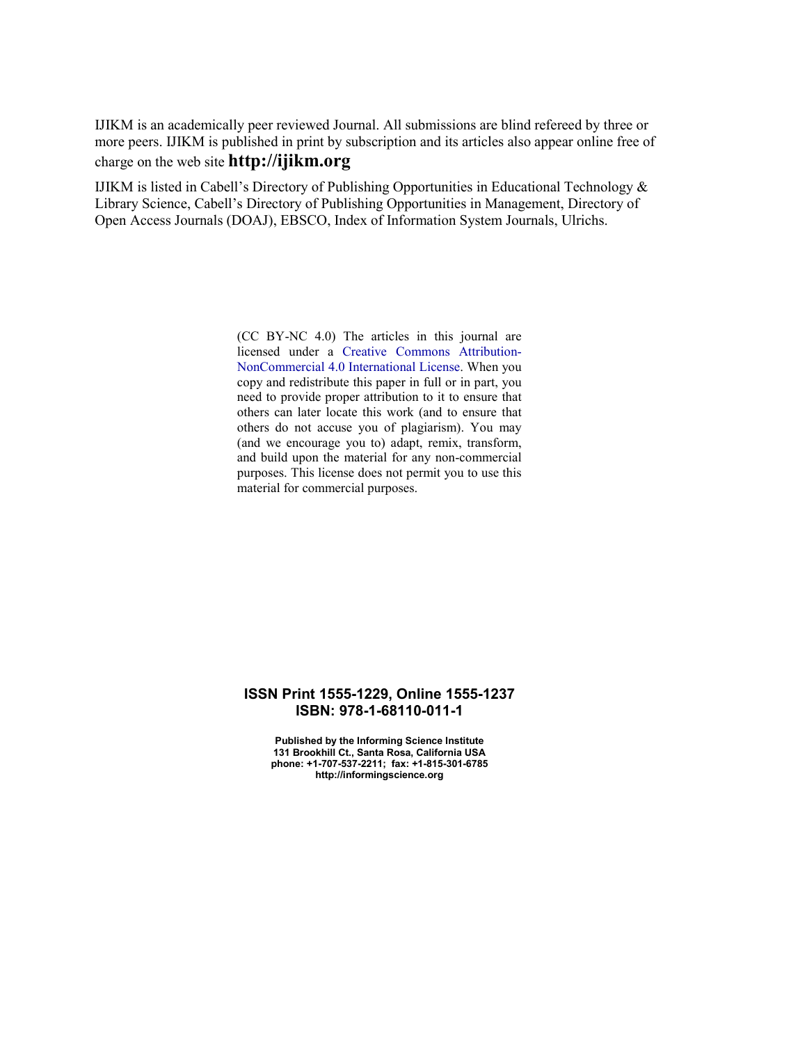IJIKM is an academically peer reviewed Journal. All submissions are blind refereed by three or more peers. IJIKM is published in print by subscription and its articles also appear online free of charge on the web site **http://ijikm.org**

IJIKM is listed in Cabell's Directory of Publishing Opportunities in Educational Technology & Library Science, Cabell's Directory of Publishing Opportunities in Management, Directory of Open Access Journals (DOAJ), EBSCO, Index of Information System Journals, Ulrichs.

(CC BY-NC 4.0) The articles in this journal are licensed under a Creative Commons Attribution-NonCommercial 4.0 International License. When you copy and redistribute this paper in full or in part, you need to provide proper attribution to it to ensure that others can later locate this work (and to ensure that others do not accuse you of plagiarism). You may (and we encourage you to) adapt, remix, transform, and build upon the material for any non-commercial purposes. This license does not permit you to use this material for commercial purposes.

**ISSN Print 1555-1229, Online 1555-1237**
**ISBN: 978-1-68110-011-1**

**Published by the Informing Science Institute**
**131 Brookhill Ct., Santa Rosa, California USA**
**phone: +1-707-537-2211; fax: +1-815-301-6785**
**http://informingscience.org**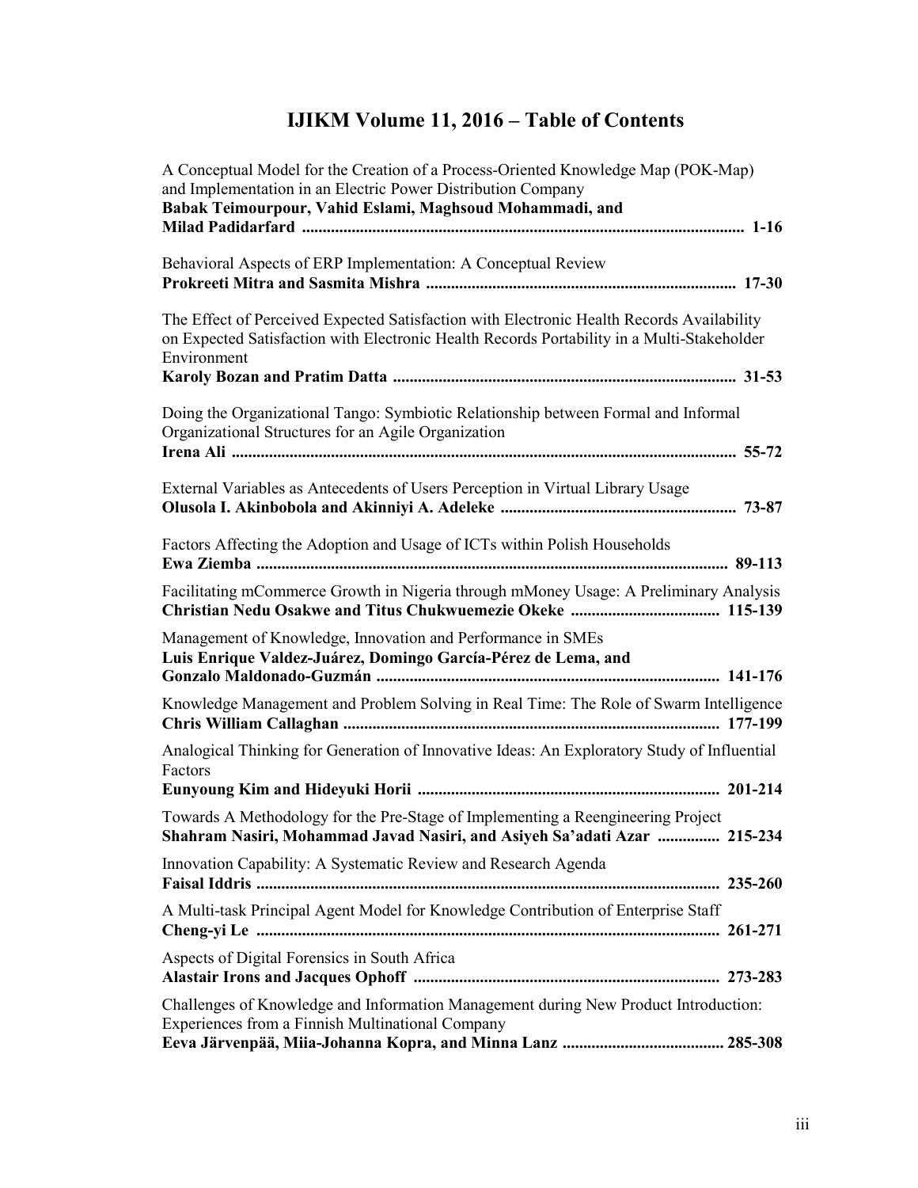# IJIKM Volume 11, 2016 – Table of Contents

A Conceptual Model for the Creation of a Process-Oriented Knowledge Map (POK-Map) and Implementation in an Electric Power Distribution Company
**Babak Teimourpour, Vahid Eslami, Maghsoud Mohammadi, and Milad Padidarfard** .......... **1-16**

Behavioral Aspects of ERP Implementation: A Conceptual Review
**Prokreeti Mitra and Sasmita Mishra** .......... **17-30**

The Effect of Perceived Expected Satisfaction with Electronic Health Records Availability on Expected Satisfaction with Electronic Health Records Portability in a Multi-Stakeholder Environment
**Karoly Bozan and Pratim Datta** .......... **31-53**

Doing the Organizational Tango: Symbiotic Relationship between Formal and Informal Organizational Structures for an Agile Organization
**Irena Ali** .......... **55-72**

External Variables as Antecedents of Users Perception in Virtual Library Usage
**Olusola I. Akinbobola and Akinniyi A. Adeleke** .......... **73-87**

Factors Affecting the Adoption and Usage of ICTs within Polish Households
**Ewa Ziemba** .......... **89-113**

Facilitating mCommerce Growth in Nigeria through mMoney Usage: A Preliminary Analysis
**Christian Nedu Osakwe and Titus Chukwuemezie Okeke** .......... **115-139**

Management of Knowledge, Innovation and Performance in SMEs
**Luis Enrique Valdez-Juárez, Domingo García-Pérez de Lema, and Gonzalo Maldonado-Guzmán** .......... **141-176**

Knowledge Management and Problem Solving in Real Time: The Role of Swarm Intelligence
**Chris William Callaghan** .......... **177-199**

Analogical Thinking for Generation of Innovative Ideas: An Exploratory Study of Influential Factors
**Eunyoung Kim and Hideyuki Horii** .......... **201-214**

Towards A Methodology for the Pre-Stage of Implementing a Reengineering Project
**Shahram Nasiri, Mohammad Javad Nasiri, and Asiyeh Sa'adati Azar** .......... **215-234**

Innovation Capability: A Systematic Review and Research Agenda
**Faisal Iddris** .......... **235-260**

A Multi-task Principal Agent Model for Knowledge Contribution of Enterprise Staff
**Cheng-yi Le** .......... **261-271**

Aspects of Digital Forensics in South Africa
**Alastair Irons and Jacques Ophoff** .......... **273-283**

Challenges of Knowledge and Information Management during New Product Introduction: Experiences from a Finnish Multinational Company
**Eeva Järvenpää, Miia-Johanna Kopra, and Minna Lanz** .......... **285-308**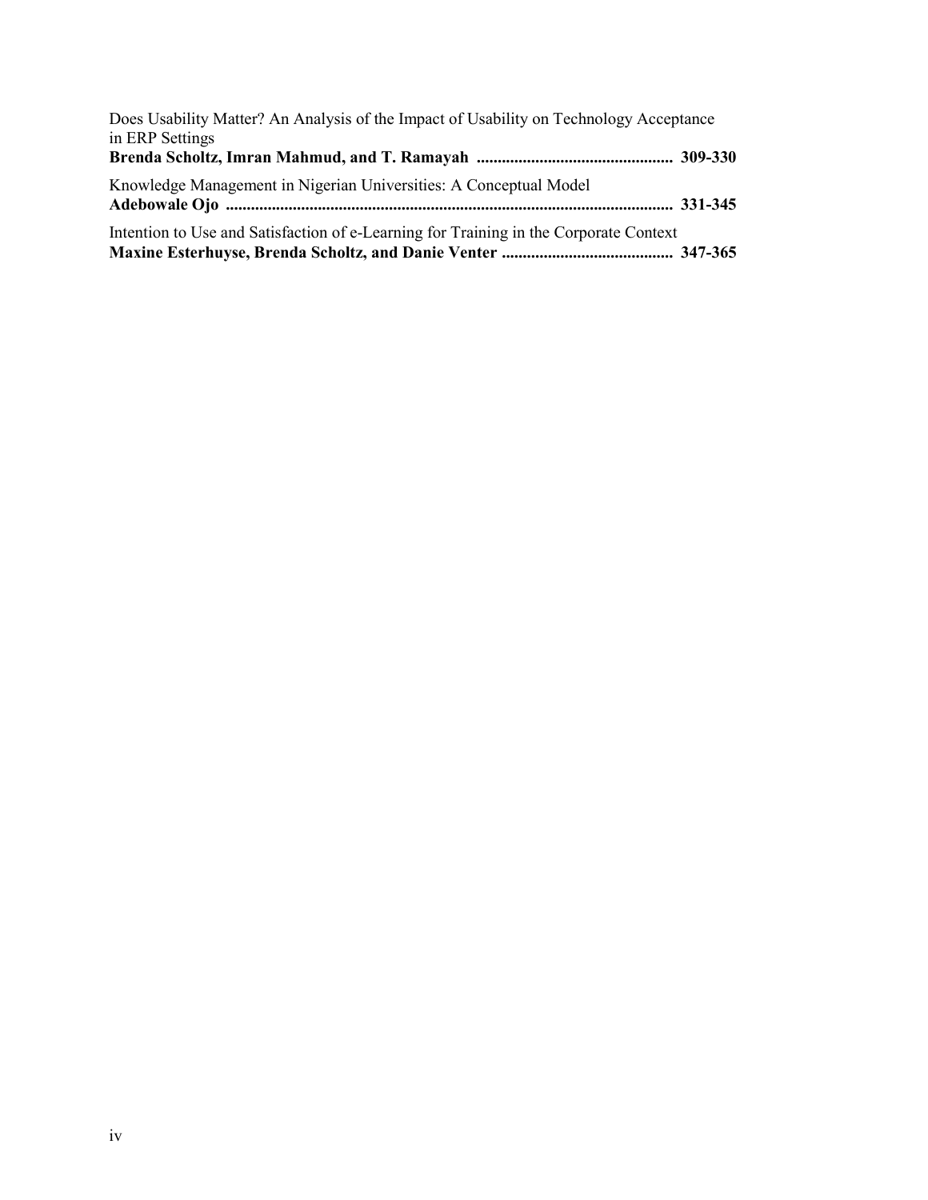Does Usability Matter? An Analysis of the Impact of Usability on Technology Acceptance in ERP Settings
**Brenda Scholtz, Imran Mahmud, and T. Ramayah ............................................... 309-330**

Knowledge Management in Nigerian Universities: A Conceptual Model
**Adebowale Ojo ............................................................................................................ 331-345**

Intention to Use and Satisfaction of e-Learning for Training in the Corporate Context
**Maxine Esterhuyse, Brenda Scholtz, and Danie Venter ......................................... 347-365**